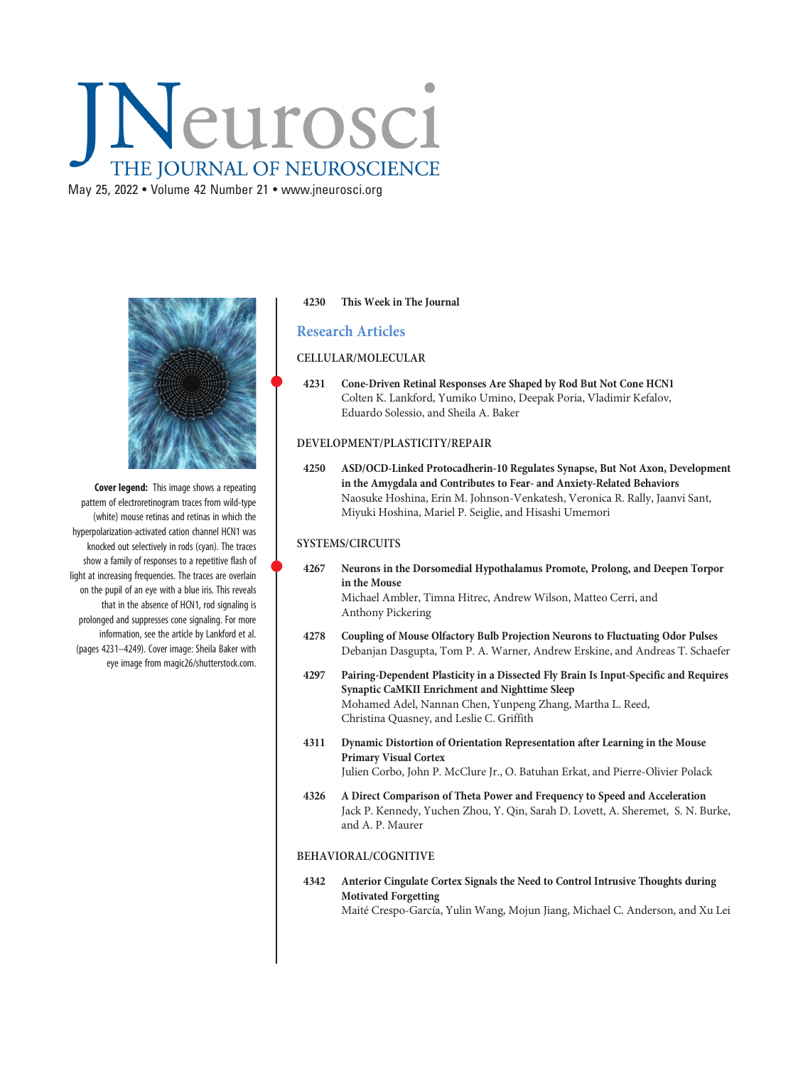# JNeurosci

## THE JOURNAL OF NEUROSCIENCE

May 25, 2022 • Volume 42 Number 21 • www.jneurosci.org

**Cover legend:** This image shows a repeating pattern of electroretinogram traces from wild-type (white) mouse retinas and retinas in which the hyperpolarization-activated cation channel HCN1 was knocked out selectively in rods (cyan). The traces show a family of responses to a repetitive flash of light at increasing frequencies. The traces are overlain on the pupil of an eye with a blue iris. This reveals that in the absence of HCN1, rod signaling is prolonged and suppresses cone signaling. For more information, see the article by Lankford et al. (pages 4231–4249). Cover image: Sheila Baker with eye image from magic26/shutterstock.com.

**4230 This Week in The Journal**

## Research Articles

### CELLULAR/MOLECULAR

**4231 Cone-Driven Retinal Responses Are Shaped by Rod But Not Cone HCN1**
Colten K. Lankford, Yumiko Umino, Deepak Poria, Vladimir Kefalov, Eduardo Solessio, and Sheila A. Baker

### DEVELOPMENT/PLASTICITY/REPAIR

**4250 ASD/OCD-Linked Protocadherin-10 Regulates Synapse, But Not Axon, Development in the Amygdala and Contributes to Fear- and Anxiety-Related Behaviors**
Naosuke Hoshina, Erin M. Johnson-Venkatesh, Veronica R. Rally, Jaanvi Sant, Miyuki Hoshina, Mariel P. Seiglie, and Hisashi Umemori

### SYSTEMS/CIRCUITS

**4267 Neurons in the Dorsomedial Hypothalamus Promote, Prolong, and Deepen Torpor in the Mouse**
Michael Ambler, Timna Hitrec, Andrew Wilson, Matteo Cerri, and Anthony Pickering

**4278 Coupling of Mouse Olfactory Bulb Projection Neurons to Fluctuating Odor Pulses**
Debanjan Dasgupta, Tom P. A. Warner, Andrew Erskine, and Andreas T. Schaefer

**4297 Pairing-Dependent Plasticity in a Dissected Fly Brain Is Input-Specific and Requires Synaptic CaMKII Enrichment and Nighttime Sleep**
Mohamed Adel, Nannan Chen, Yunpeng Zhang, Martha L. Reed, Christina Quasney, and Leslie C. Griffith

**4311 Dynamic Distortion of Orientation Representation after Learning in the Mouse Primary Visual Cortex**
Julien Corbo, John P. McClure Jr., O. Batuhan Erkat, and Pierre-Olivier Polack

**4326 A Direct Comparison of Theta Power and Frequency to Speed and Acceleration**
Jack P. Kennedy, Yuchen Zhou, Y. Qin, Sarah D. Lovett, A. Sheremet, S. N. Burke, and A. P. Maurer

### BEHAVIORAL/COGNITIVE

**4342 Anterior Cingulate Cortex Signals the Need to Control Intrusive Thoughts during Motivated Forgetting**
Maité Crespo-García, Yulin Wang, Mojun Jiang, Michael C. Anderson, and Xu Lei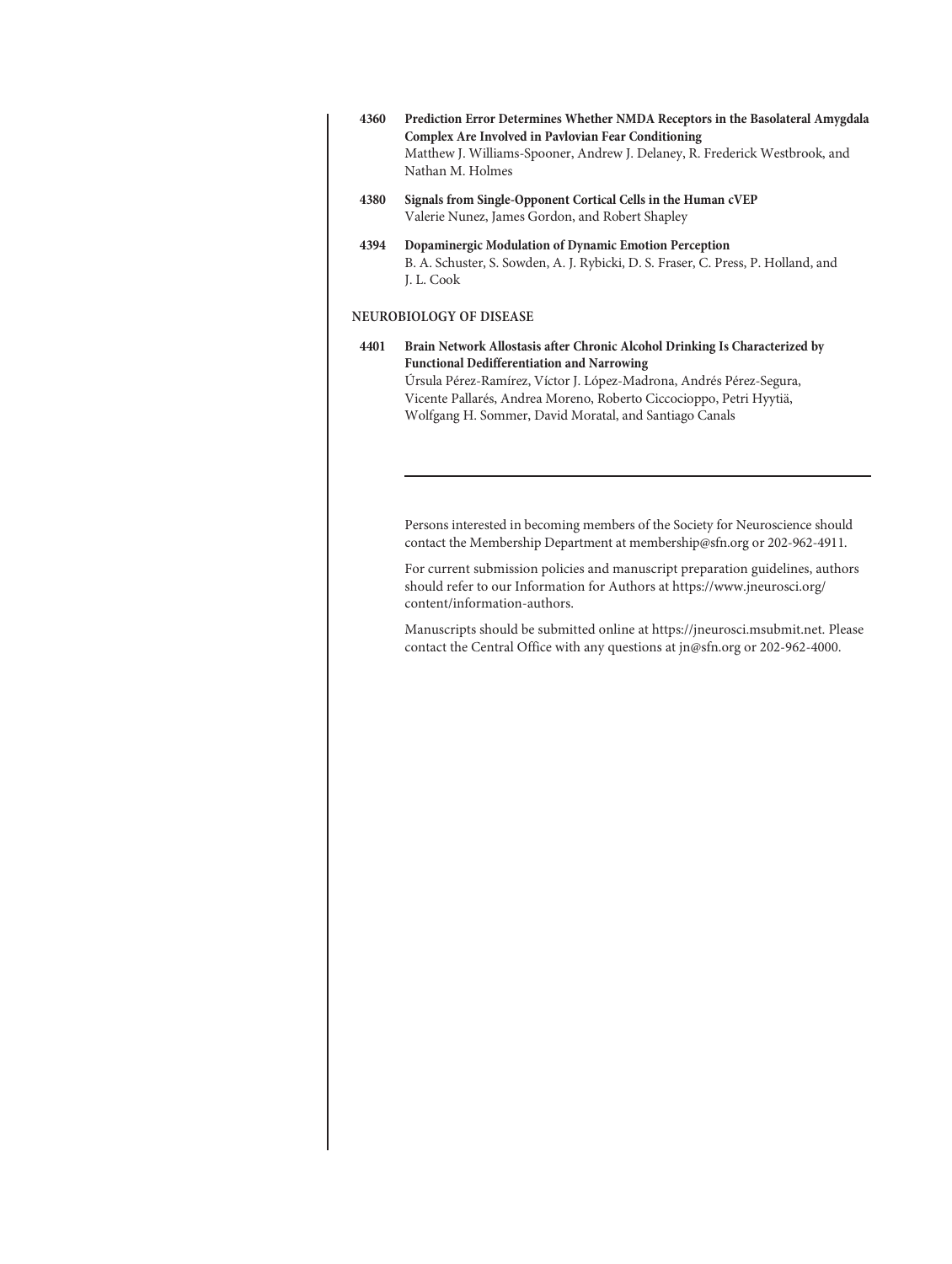**4360** **Prediction Error Determines Whether NMDA Receptors in the Basolateral Amygdala Complex Are Involved in Pavlovian Fear Conditioning**
Matthew J. Williams-Spooner, Andrew J. Delaney, R. Frederick Westbrook, and Nathan M. Holmes

**4380** **Signals from Single-Opponent Cortical Cells in the Human cVEP**
Valerie Nunez, James Gordon, and Robert Shapley

**4394** **Dopaminergic Modulation of Dynamic Emotion Perception**
B. A. Schuster, S. Sowden, A. J. Rybicki, D. S. Fraser, C. Press, P. Holland, and J. L. Cook

## NEUROBIOLOGY OF DISEASE

**4401** **Brain Network Allostasis after Chronic Alcohol Drinking Is Characterized by Functional Dedifferentiation and Narrowing**
Úrsula Pérez-Ramírez, Víctor J. López-Madrona, Andrés Pérez-Segura, Vicente Pallarés, Andrea Moreno, Roberto Ciccocioppo, Petri Hyytiä, Wolfgang H. Sommer, David Moratal, and Santiago Canals

---

Persons interested in becoming members of the Society for Neuroscience should contact the Membership Department at membership@sfn.org or 202-962-4911.

For current submission policies and manuscript preparation guidelines, authors should refer to our Information for Authors at https://www.jneurosci.org/content/information-authors.

Manuscripts should be submitted online at https://jneurosci.msubmit.net. Please contact the Central Office with any questions at jn@sfn.org or 202-962-4000.